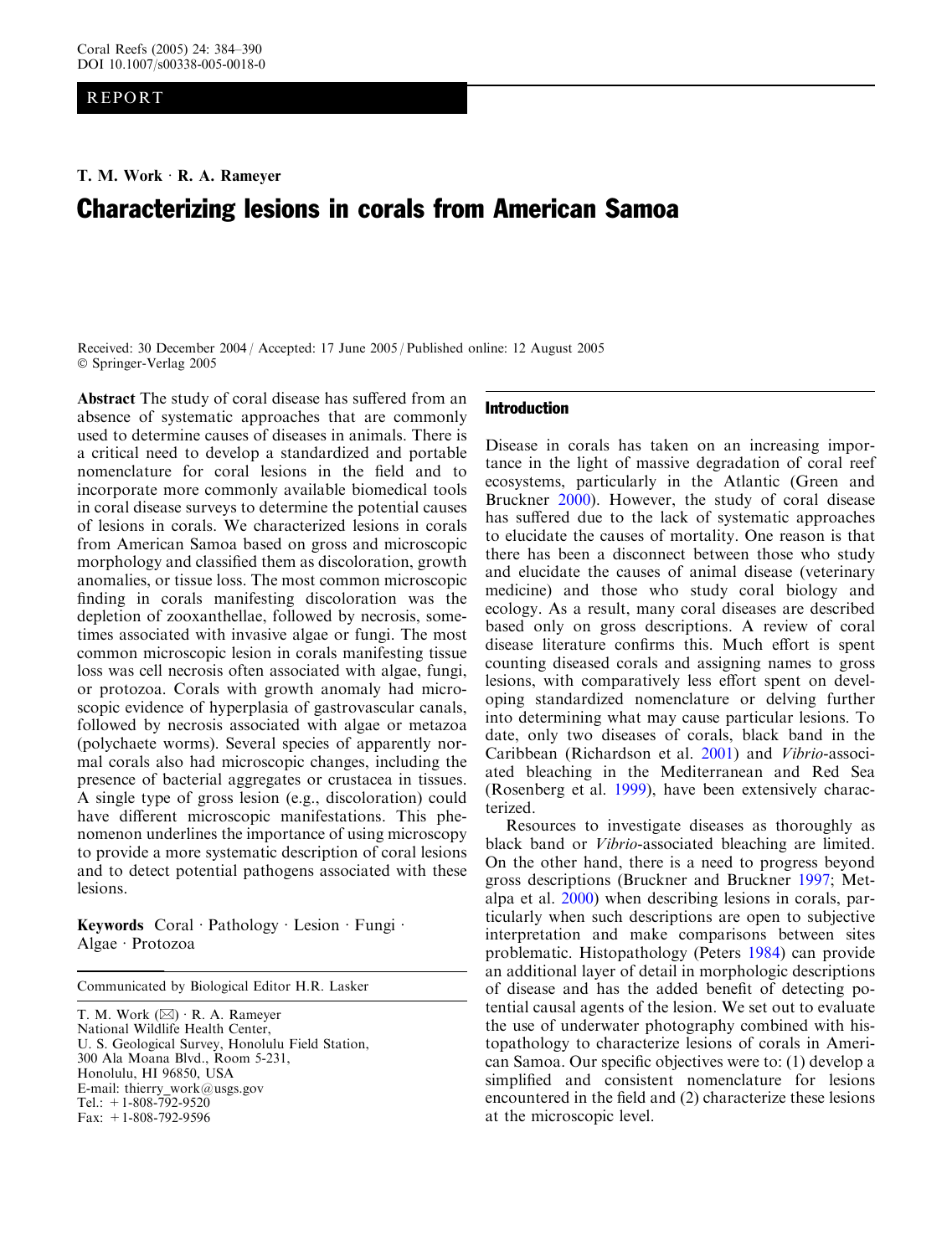REPORT

**T. M. Work · R. A. Rameyer**

# Characterizing lesions in corals from American Samoa

Received: 30 December 2004 / Accepted: 17 June 2005 / Published online: 12 August 2005
© Springer-Verlag 2005

**Abstract** The study of coral disease has suffered from an absence of systematic approaches that are commonly used to determine causes of diseases in animals. There is a critical need to develop a standardized and portable nomenclature for coral lesions in the field and to incorporate more commonly available biomedical tools in coral disease surveys to determine the potential causes of lesions in corals. We characterized lesions in corals from American Samoa based on gross and microscopic morphology and classified them as discoloration, growth anomalies, or tissue loss. The most common microscopic finding in corals manifesting discoloration was the depletion of zooxanthellae, followed by necrosis, sometimes associated with invasive algae or fungi. The most common microscopic lesion in corals manifesting tissue loss was cell necrosis often associated with algae, fungi, or protozoa. Corals with growth anomaly had microscopic evidence of hyperplasia of gastrovascular canals, followed by necrosis associated with algae or metazoa (polychaete worms). Several species of apparently normal corals also had microscopic changes, including the presence of bacterial aggregates or crustacea in tissues. A single type of gross lesion (e.g., discoloration) could have different microscopic manifestations. This phenomenon underlines the importance of using microscopy to provide a more systematic description of coral lesions and to detect potential pathogens associated with these lesions.

**Keywords** Coral · Pathology · Lesion · Fungi · Algae · Protozoa

Communicated by Biological Editor H.R. Lasker

T. M. Work (✉) · R. A. Rameyer
National Wildlife Health Center,
U. S. Geological Survey, Honolulu Field Station,
300 Ala Moana Blvd., Room 5-231,
Honolulu, HI 96850, USA
E-mail: thierry_work@usgs.gov
Tel.: +1-808-792-9520
Fax: +1-808-792-9596

## Introduction

Disease in corals has taken on an increasing importance in the light of massive degradation of coral reef ecosystems, particularly in the Atlantic (Green and Bruckner 2000). However, the study of coral disease has suffered due to the lack of systematic approaches to elucidate the causes of mortality. One reason is that there has been a disconnect between those who study and elucidate the causes of animal disease (veterinary medicine) and those who study coral biology and ecology. As a result, many coral diseases are described based only on gross descriptions. A review of coral disease literature confirms this. Much effort is spent counting diseased corals and assigning names to gross lesions, with comparatively less effort spent on developing standardized nomenclature or delving further into determining what may cause particular lesions. To date, only two diseases of corals, black band in the Caribbean (Richardson et al. 2001) and *Vibrio*-associated bleaching in the Mediterranean and Red Sea (Rosenberg et al. 1999), have been extensively characterized.

Resources to investigate diseases as thoroughly as black band or *Vibrio*-associated bleaching are limited. On the other hand, there is a need to progress beyond gross descriptions (Bruckner and Bruckner 1997; Metalpa et al. 2000) when describing lesions in corals, particularly when such descriptions are open to subjective interpretation and make comparisons between sites problematic. Histopathology (Peters 1984) can provide an additional layer of detail in morphologic descriptions of disease and has the added benefit of detecting potential causal agents of the lesion. We set out to evaluate the use of underwater photography combined with histopathology to characterize lesions of corals in American Samoa. Our specific objectives were to: (1) develop a simplified and consistent nomenclature for lesions encountered in the field and (2) characterize these lesions at the microscopic level.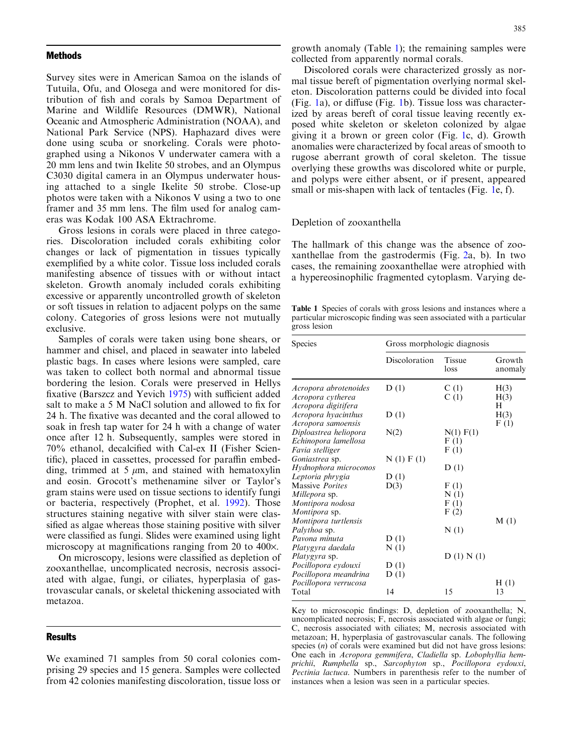## Methods

Survey sites were in American Samoa on the islands of Tutuila, Ofu, and Olosega and were monitored for distribution of fish and corals by Samoa Department of Marine and Wildlife Resources (DMWR), National Oceanic and Atmospheric Administration (NOAA), and National Park Service (NPS). Haphazard dives were done using scuba or snorkeling. Corals were photographed using a Nikonos V underwater camera with a 20 mm lens and twin Ikelite 50 strobes, and an Olympus C3030 digital camera in an Olympus underwater housing attached to a single Ikelite 50 strobe. Close-up photos were taken with a Nikonos V using a two to one framer and 35 mm lens. The film used for analog cameras was Kodak 100 ASA Ektrachrome.

Gross lesions in corals were placed in three categories. Discoloration included corals exhibiting color changes or lack of pigmentation in tissues typically exemplified by a white color. Tissue loss included corals manifesting absence of tissues with or without intact skeleton. Growth anomaly included corals exhibiting excessive or apparently uncontrolled growth of skeleton or soft tissues in relation to adjacent polyps on the same colony. Categories of gross lesions were not mutually exclusive.

Samples of corals were taken using bone shears, or hammer and chisel, and placed in seawater into labeled plastic bags. In cases where lesions were sampled, care was taken to collect both normal and abnormal tissue bordering the lesion. Corals were preserved in Hellys fixative (Barszcz and Yevich 1975) with sufficient added salt to make a 5 M NaCl solution and allowed to fix for 24 h. The fixative was decanted and the coral allowed to soak in fresh tap water for 24 h with a change of water once after 12 h. Subsequently, samples were stored in 70% ethanol, decalcified with Cal-ex II (Fisher Scientific), placed in cassettes, processed for paraffin embedding, trimmed at 5 $\mu$m, and stained with hematoxylin and eosin. Grocott's methenamine silver or Taylor's gram stains were used on tissue sections to identify fungi or bacteria, respectively (Prophet, et al. 1992). Those structures staining negative with silver stain were classified as algae whereas those staining positive with silver were classified as fungi. Slides were examined using light microscopy at magnifications ranging from 20 to 400×.

On microscopy, lesions were classified as depletion of zooxanthellae, uncomplicated necrosis, necrosis associated with algae, fungi, or ciliates, hyperplasia of gastrovascular canals, or skeletal thickening associated with metazoa.

## Results

We examined 71 samples from 50 coral colonies comprising 29 species and 15 genera. Samples were collected from 42 colonies manifesting discoloration, tissue loss or growth anomaly (Table 1); the remaining samples were collected from apparently normal corals.

Discolored corals were characterized grossly as normal tissue bereft of pigmentation overlying normal skeleton. Discoloration patterns could be divided into focal (Fig. 1a), or diffuse (Fig. 1b). Tissue loss was characterized by areas bereft of coral tissue leaving recently exposed white skeleton or skeleton colonized by algae giving it a brown or green color (Fig. 1c, d). Growth anomalies were characterized by focal areas of smooth to rugose aberrant growth of coral skeleton. The tissue overlying these growths was discolored white or purple, and polyps were either absent, or if present, appeared small or mis-shapen with lack of tentacles (Fig. 1e, f).

### Depletion of zooxanthella

The hallmark of this change was the absence of zooxanthellae from the gastrodermis (Fig. 2a, b). In two cases, the remaining zooxanthellae were atrophied with a hypereosinophilic fragmented cytoplasm. Varying de-

**Table 1** Species of corals with gross lesions and instances where a particular microscopic finding was seen associated with a particular gross lesion

| Species | Gross morphologic diagnosis | | |
|---|---|---|---|
| | Discoloration | Tissue loss | Growth anomaly |
| *Acropora abrotenoides* | D (1) | C (1) | H(3) |
| *Acropora cytherea* | | C (1) | H(3) |
| *Acropora digitifera* | | | H |
| *Acropora hyacinthus* | D (1) | | H(3) |
| *Acropora samoensis* | | | F (1) |
| *Diploastrea heliopora* | N(2) | N(1) F(1) | |
| *Echinopora lamellosa* | | F (1) | |
| *Favia stelliger* | | F (1) | |
| *Goniastrea* sp. | N (1) F (1) | | |
| *Hydnophora microconos* | | D (1) | |
| *Leptoria phrygia* | D (1) | | |
| Massive *Porites* | D(3) | F (1) | |
| *Millepora* sp. | | N (1) | |
| *Montipora nodosa* | | F (1) | |
| *Montipora* sp. | | F (2) | |
| *Montipora turtlensis* | | | M (1) |
| *Palythoa* sp. | | N (1) | |
| *Pavona minuta* | D (1) | | |
| *Platygyra daedala* | N (1) | | |
| *Platygyra* sp. | | D (1) N (1) | |
| *Pocillopora eydouxi* | D (1) | | |
| *Pocillopora meandrina* | D (1) | | |
| *Pocillopora verrucosa* | | | H (1) |
| Total | 14 | 15 | 13 |

Key to microscopic findings: D, depletion of zooxanthella; N, uncomplicated necrosis; F, necrosis associated with algae or fungi; C, necrosis associated with ciliates; M, necrosis associated with metazoan; H, hyperplasia of gastrovascular canals. The following species (*n*) of corals were examined but did not have gross lesions: One each in *Acropora gemmifera*, *Cladiella* sp. *Lobophyllia hemprichii*, *Rumphella* sp., *Sarcophyton* sp., *Pocillopora eydouxi*, *Pectinia lactuca*. Numbers in parenthesis refer to the number of instances when a lesion was seen in a particular species.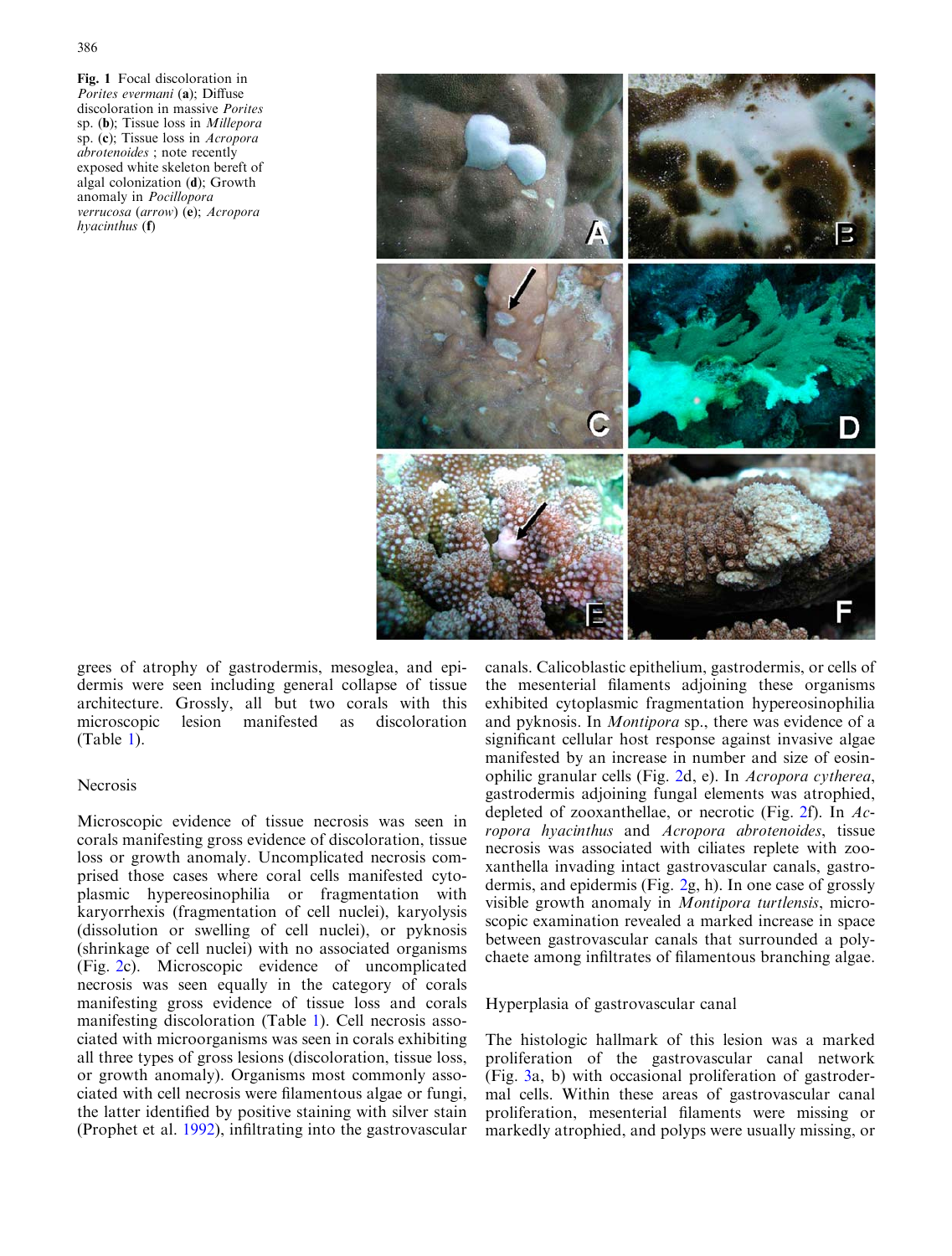**Fig. 1** Focal discoloration in *Porites evermani* (**a**); Diffuse discoloration in massive *Porites* sp. (**b**); Tissue loss in *Millepora* sp. (**c**); Tissue loss in *Acropora abrotenoides* ; note recently exposed white skeleton bereft of algal colonization (**d**); Growth anomaly in *Pocillopora verrucosa* (*arrow*) (**e**); *Acropora hyacinthus* (**f**)

grees of atrophy of gastrodermis, mesoglea, and epidermis were seen including general collapse of tissue architecture. Grossly, all but two corals with this microscopic lesion manifested as discoloration (Table 1).

## Necrosis

Microscopic evidence of tissue necrosis was seen in corals manifesting gross evidence of discoloration, tissue loss or growth anomaly. Uncomplicated necrosis comprised those cases where coral cells manifested cytoplasmic hypereosinophilia or fragmentation with karyorrhexis (fragmentation of cell nuclei), karyolysis (dissolution or swelling of cell nuclei), or pyknosis (shrinkage of cell nuclei) with no associated organisms (Fig. 2c). Microscopic evidence of uncomplicated necrosis was seen equally in the category of corals manifesting gross evidence of tissue loss and corals manifesting discoloration (Table 1). Cell necrosis associated with microorganisms was seen in corals exhibiting all three types of gross lesions (discoloration, tissue loss, or growth anomaly). Organisms most commonly associated with cell necrosis were filamentous algae or fungi, the latter identified by positive staining with silver stain (Prophet et al. 1992), infiltrating into the gastrovascular canals. Calicoblastic epithelium, gastrodermis, or cells of the mesenterial filaments adjoining these organisms exhibited cytoplasmic fragmentation hypereosinophilia and pyknosis. In *Montipora* sp., there was evidence of a significant cellular host response against invasive algae manifested by an increase in number and size of eosinophilic granular cells (Fig. 2d, e). In *Acropora cytherea*, gastrodermis adjoining fungal elements was atrophied, depleted of zooxanthellae, or necrotic (Fig. 2f). In *Acropora hyacinthus* and *Acropora abrotenoides*, tissue necrosis was associated with ciliates replete with zooxanthella invading intact gastrovascular canals, gastrodermis, and epidermis (Fig. 2g, h). In one case of grossly visible growth anomaly in *Montipora turtlensis*, microscopic examination revealed a marked increase in space between gastrovascular canals that surrounded a polychaete among infiltrates of filamentous branching algae.

## Hyperplasia of gastrovascular canal

The histologic hallmark of this lesion was a marked proliferation of the gastrovascular canal network (Fig. 3a, b) with occasional proliferation of gastrodermal cells. Within these areas of gastrovascular canal proliferation, mesenterial filaments were missing or markedly atrophied, and polyps were usually missing, or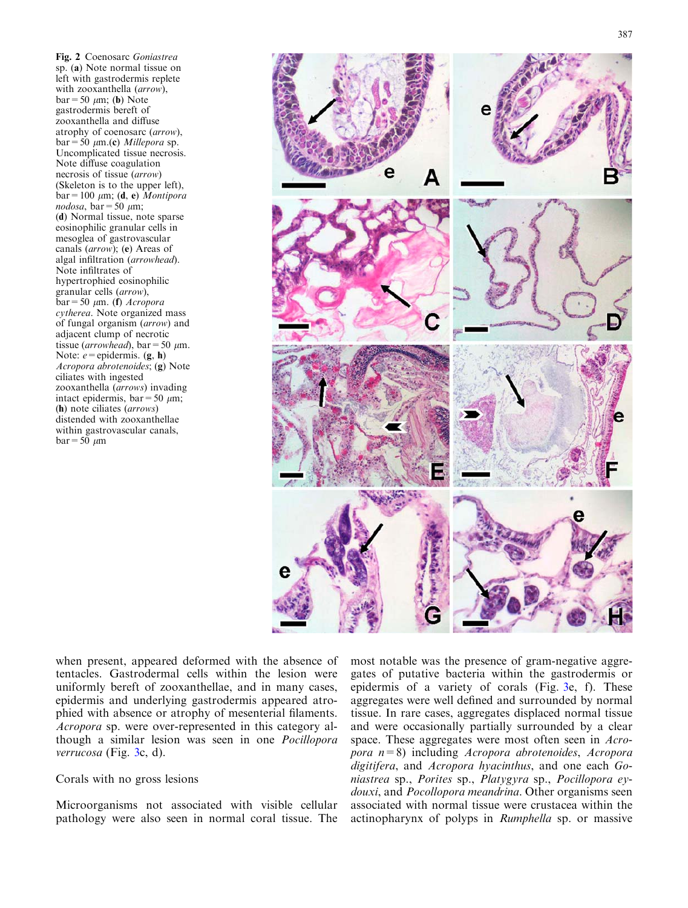**Fig. 2** Coenosarc *Goniastrea* sp. (**a**) Note normal tissue on left with gastrodermis replete with zooxanthella (*arrow*), bar = 50 μm; (**b**) Note gastrodermis bereft of zooxanthella and diffuse atrophy of coenosarc (*arrow*), bar = 50 μm.(**c**) *Millepora* sp. Uncomplicated tissue necrosis. Note diffuse coagulation necrosis of tissue (*arrow*) (Skeleton is to the upper left), bar = 100 μm; (**d**, **e**) *Montipora nodosa*, bar = 50 μm; (**d**) Normal tissue, note sparse eosinophilic granular cells in mesoglea of gastrovascular canals (*arrow*); (**e**) Areas of algal infiltration (*arrowhead*). Note infiltrates of hypertrophied eosinophilic granular cells (*arrow*), bar = 50 μm. (**f**) *Acropora cytherea*. Note organized mass of fungal organism (*arrow*) and adjacent clump of necrotic tissue (*arrowhead*), bar = 50 μm. Note: *e* = epidermis. (**g**, **h**) *Acropora abrotenoides*; (**g**) Note ciliates with ingested zooxanthella (*arrows*) invading intact epidermis, bar = 50 μm; (**h**) note ciliates (*arrows*) distended with zooxanthellae within gastrovascular canals, bar = 50 μm

when present, appeared deformed with the absence of tentacles. Gastrodermal cells within the lesion were uniformly bereft of zooxanthellae, and in many cases, epidermis and underlying gastrodermis appeared atrophied with absence or atrophy of mesenterial filaments. *Acropora* sp. were over-represented in this category although a similar lesion was seen in one *Pocillopora verrucosa* (Fig. 3c, d).

## Corals with no gross lesions

Microorganisms not associated with visible cellular pathology were also seen in normal coral tissue. The most notable was the presence of gram-negative aggregates of putative bacteria within the gastrodermis or epidermis of a variety of corals (Fig. 3e, f). These aggregates were well defined and surrounded by normal tissue. In rare cases, aggregates displaced normal tissue and were occasionally partially surrounded by a clear space. These aggregates were most often seen in *Acropora* $n = 8$) including *Acropora abrotenoides*, *Acropora digitifera*, and *Acropora hyacinthus*, and one each *Goniastrea* sp., *Porites* sp., *Platygyra* sp., *Pocillopora eydouxi*, and *Pocollopora meandrina*. Other organisms seen associated with normal tissue were crustacea within the actinopharynx of polyps in *Rumphella* sp. or massive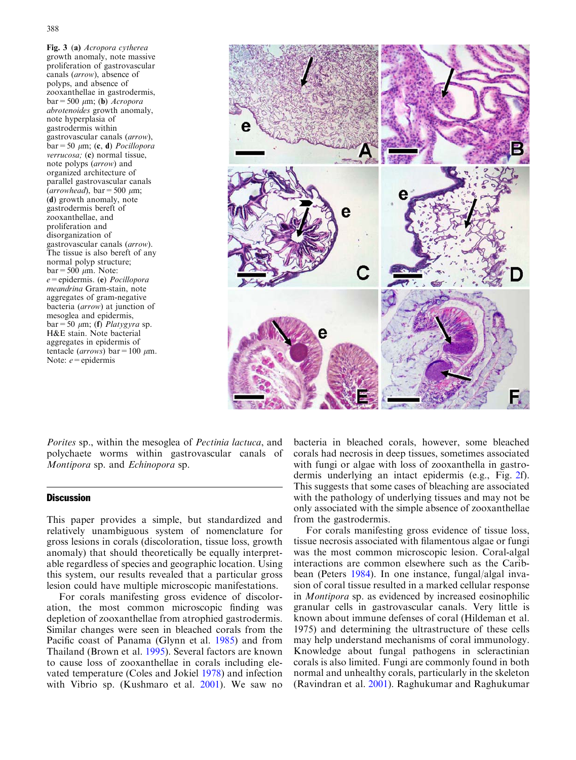**Fig. 3** (**a**) *Acropora cytherea* growth anomaly, note massive proliferation of gastrovascular canals (*arrow*), absence of polyps, and absence of zooxanthellae in gastrodermis, bar = 500 $\mu$m; (**b**) *Acropora abrotenoides* growth anomaly, note hyperplasia of gastrodermis within gastrovascular canals (*arrow*), bar = 50 $\mu$m; (**c**, **d**) *Pocillopora verrucosa;* (**c**) normal tissue, note polyps (*arrow*) and organized architecture of parallel gastrovascular canals (*arrowhead*), bar = 500 $\mu$m; (**d**) growth anomaly, note gastrodermis bereft of zooxanthellae, and proliferation and disorganization of gastrovascular canals (*arrow*). The tissue is also bereft of any normal polyp structure; bar = 500 $\mu$m. Note: *e* = epidermis. (**e**) *Pocillopora meandrina* Gram-stain, note aggregates of gram-negative bacteria (*arrow*) at junction of mesoglea and epidermis, bar = 50 $\mu$m; (**f**) *Platygyra* sp. H&E stain. Note bacterial aggregates in epidermis of tentacle (*arrows*) bar = 100 $\mu$m. Note: *e* = epidermis

*Porites* sp., within the mesoglea of *Pectinia lactuca*, and polychaete worms within gastrovascular canals of *Montipora* sp. and *Echinopora* sp.

## Discussion

This paper provides a simple, but standardized and relatively unambiguous system of nomenclature for gross lesions in corals (discoloration, tissue loss, growth anomaly) that should theoretically be equally interpretable regardless of species and geographic location. Using this system, our results revealed that a particular gross lesion could have multiple microscopic manifestations.

For corals manifesting gross evidence of discoloration, the most common microscopic finding was depletion of zooxanthellae from atrophied gastrodermis. Similar changes were seen in bleached corals from the Pacific coast of Panama (Glynn et al. 1985) and from Thailand (Brown et al. 1995). Several factors are known to cause loss of zooxanthellae in corals including elevated temperature (Coles and Jokiel 1978) and infection with Vibrio sp. (Kushmaro et al. 2001). We saw no bacteria in bleached corals, however, some bleached corals had necrosis in deep tissues, sometimes associated with fungi or algae with loss of zooxanthella in gastrodermis underlying an intact epidermis (e.g., Fig. 2f). This suggests that some cases of bleaching are associated with the pathology of underlying tissues and may not be only associated with the simple absence of zooxanthellae from the gastrodermis.

For corals manifesting gross evidence of tissue loss, tissue necrosis associated with filamentous algae or fungi was the most common microscopic lesion. Coral-algal interactions are common elsewhere such as the Caribbean (Peters 1984). In one instance, fungal/algal invasion of coral tissue resulted in a marked cellular response in *Montipora* sp. as evidenced by increased eosinophilic granular cells in gastrovascular canals. Very little is known about immune defenses of coral (Hildeman et al. 1975) and determining the ultrastructure of these cells may help understand mechanisms of coral immunology. Knowledge about fungal pathogens in scleractinian corals is also limited. Fungi are commonly found in both normal and unhealthy corals, particularly in the skeleton (Ravindran et al. 2001). Raghukumar and Raghukumar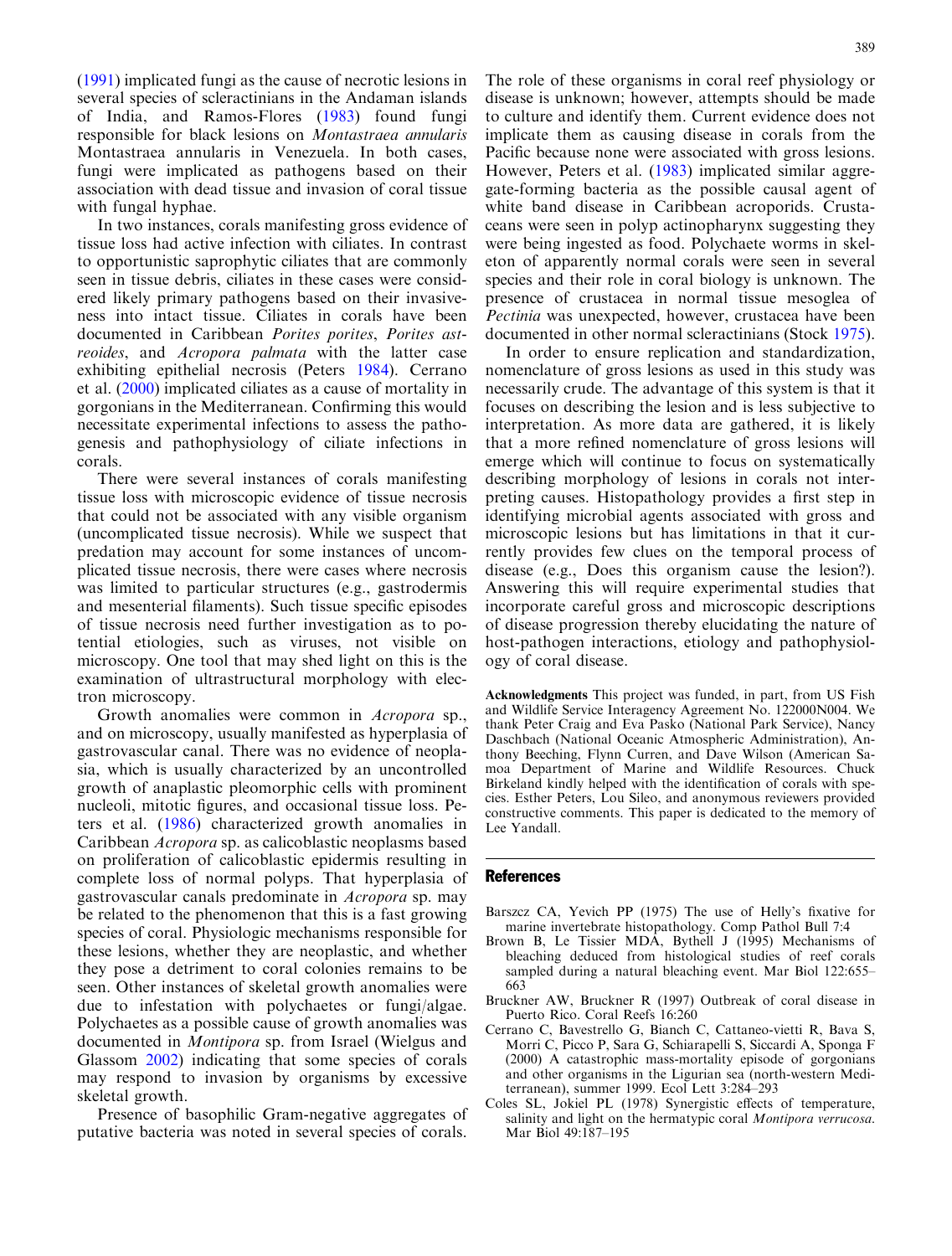(1991) implicated fungi as the cause of necrotic lesions in several species of scleractinians in the Andaman islands of India, and Ramos-Flores (1983) found fungi responsible for black lesions on *Montastraea annularis* Montastraea annularis in Venezuela. In both cases, fungi were implicated as pathogens based on their association with dead tissue and invasion of coral tissue with fungal hyphae.

In two instances, corals manifesting gross evidence of tissue loss had active infection with ciliates. In contrast to opportunistic saprophytic ciliates that are commonly seen in tissue debris, ciliates in these cases were considered likely primary pathogens based on their invasiveness into intact tissue. Ciliates in corals have been documented in Caribbean *Porites porites*, *Porites astreoides*, and *Acropora palmata* with the latter case exhibiting epithelial necrosis (Peters 1984). Cerrano et al. (2000) implicated ciliates as a cause of mortality in gorgonians in the Mediterranean. Confirming this would necessitate experimental infections to assess the pathogenesis and pathophysiology of ciliate infections in corals.

There were several instances of corals manifesting tissue loss with microscopic evidence of tissue necrosis that could not be associated with any visible organism (uncomplicated tissue necrosis). While we suspect that predation may account for some instances of uncomplicated tissue necrosis, there were cases where necrosis was limited to particular structures (e.g., gastrodermis and mesenterial filaments). Such tissue specific episodes of tissue necrosis need further investigation as to potential etiologies, such as viruses, not visible on microscopy. One tool that may shed light on this is the examination of ultrastructural morphology with electron microscopy.

Growth anomalies were common in *Acropora* sp., and on microscopy, usually manifested as hyperplasia of gastrovascular canal. There was no evidence of neoplasia, which is usually characterized by an uncontrolled growth of anaplastic pleomorphic cells with prominent nucleoli, mitotic figures, and occasional tissue loss. Peters et al. (1986) characterized growth anomalies in Caribbean *Acropora* sp. as calicoblastic neoplasms based on proliferation of calicoblastic epidermis resulting in complete loss of normal polyps. That hyperplasia of gastrovascular canals predominate in *Acropora* sp. may be related to the phenomenon that this is a fast growing species of coral. Physiologic mechanisms responsible for these lesions, whether they are neoplastic, and whether they pose a detriment to coral colonies remains to be seen. Other instances of skeletal growth anomalies were due to infestation with polychaetes or fungi/algae. Polychaetes as a possible cause of growth anomalies was documented in *Montipora* sp. from Israel (Wielgus and Glassom 2002) indicating that some species of corals may respond to invasion by organisms by excessive skeletal growth.

Presence of basophilic Gram-negative aggregates of putative bacteria was noted in several species of corals. The role of these organisms in coral reef physiology or disease is unknown; however, attempts should be made to culture and identify them. Current evidence does not implicate them as causing disease in corals from the Pacific because none were associated with gross lesions. However, Peters et al. (1983) implicated similar aggregate-forming bacteria as the possible causal agent of white band disease in Caribbean acroporids. Crustaceans were seen in polyp actinopharynx suggesting they were being ingested as food. Polychaete worms in skeleton of apparently normal corals were seen in several species and their role in coral biology is unknown. The presence of crustacea in normal tissue mesoglea of *Pectinia* was unexpected, however, crustacea have been documented in other normal scleractinians (Stock 1975).

In order to ensure replication and standardization, nomenclature of gross lesions as used in this study was necessarily crude. The advantage of this system is that it focuses on describing the lesion and is less subjective to interpretation. As more data are gathered, it is likely that a more refined nomenclature of gross lesions will emerge which will continue to focus on systematically describing morphology of lesions in corals not interpreting causes. Histopathology provides a first step in identifying microbial agents associated with gross and microscopic lesions but has limitations in that it currently provides few clues on the temporal process of disease (e.g., Does this organism cause the lesion?). Answering this will require experimental studies that incorporate careful gross and microscopic descriptions of disease progression thereby elucidating the nature of host-pathogen interactions, etiology and pathophysiology of coral disease.

**Acknowledgments** This project was funded, in part, from US Fish and Wildlife Service Interagency Agreement No. 122000N004. We thank Peter Craig and Eva Pasko (National Park Service), Nancy Daschbach (National Oceanic Atmospheric Administration), Anthony Beeching, Flynn Curren, and Dave Wilson (American Samoa Department of Marine and Wildlife Resources. Chuck Birkeland kindly helped with the identification of corals with species. Esther Peters, Lou Sileo, and anonymous reviewers provided constructive comments. This paper is dedicated to the memory of Lee Yandall.

## References

Barszcz CA, Yevich PP (1975) The use of Helly's fixative for marine invertebrate histopathology. Comp Pathol Bull 7:4

Brown B, Le Tissier MDA, Bythell J (1995) Mechanisms of bleaching deduced from histological studies of reef corals sampled during a natural bleaching event. Mar Biol 122:655–663

Bruckner AW, Bruckner R (1997) Outbreak of coral disease in Puerto Rico. Coral Reefs 16:260

Cerrano C, Bavestrello G, Bianch C, Cattaneo-vietti R, Bava S, Morri C, Picco P, Sara G, Schiarapelli S, Siccardi A, Sponga F (2000) A catastrophic mass-mortality episode of gorgonians and other organisms in the Ligurian sea (north-western Mediterranean), summer 1999. Ecol Lett 3:284–293

Coles SL, Jokiel PL (1978) Synergistic effects of temperature, salinity and light on the hermatypic coral *Montipora verrucosa*. Mar Biol 49:187–195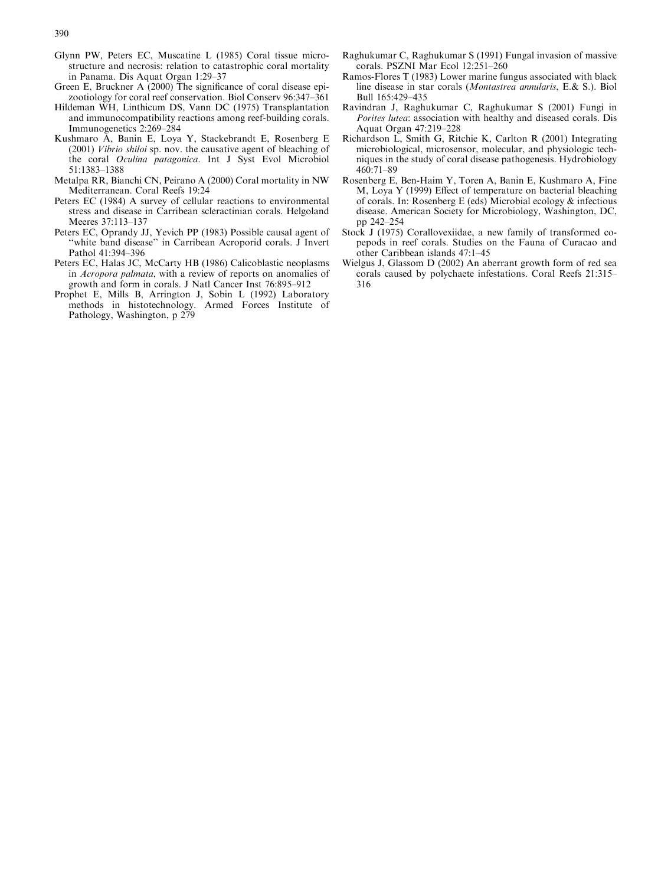Glynn PW, Peters EC, Muscatine L (1985) Coral tissue microstructure and necrosis: relation to catastrophic coral mortality in Panama. Dis Aquat Organ 1:29–37

Green E, Bruckner A (2000) The significance of coral disease epizootiology for coral reef conservation. Biol Conserv 96:347–361

Hildeman WH, Linthicum DS, Vann DC (1975) Transplantation and immunocompatibility reactions among reef-building corals. Immunogenetics 2:269–284

Kushmaro A, Banin E, Loya Y, Stackebrandt E, Rosenberg E (2001) *Vibrio shiloi* sp. nov. the causative agent of bleaching of the coral *Oculina patagonica*. Int J Syst Evol Microbiol 51:1383–1388

Metalpa RR, Bianchi CN, Peirano A (2000) Coral mortality in NW Mediterranean. Coral Reefs 19:24

Peters EC (1984) A survey of cellular reactions to environmental stress and disease in Carribean scleractinian corals. Helgoland Meeres 37:113–137

Peters EC, Oprandy JJ, Yevich PP (1983) Possible causal agent of "white band disease" in Carribean Acroporid corals. J Invert Pathol 41:394–396

Peters EC, Halas JC, McCarty HB (1986) Calicoblastic neoplasms in *Acropora palmata*, with a review of reports on anomalies of growth and form in corals. J Natl Cancer Inst 76:895–912

Prophet E, Mills B, Arrington J, Sobin L (1992) Laboratory methods in histotechnology. Armed Forces Institute of Pathology, Washington, p 279

Raghukumar C, Raghukumar S (1991) Fungal invasion of massive corals. PSZNI Mar Ecol 12:251–260

Ramos-Flores T (1983) Lower marine fungus associated with black line disease in star corals (*Montastrea annularis*, E.& S.). Biol Bull 165:429–435

Ravindran J, Raghukumar C, Raghukumar S (2001) Fungi in *Porites lutea*: association with healthy and diseased corals. Dis Aquat Organ 47:219–228

Richardson L, Smith G, Ritchie K, Carlton R (2001) Integrating microbiological, microsensor, molecular, and physiologic techniques in the study of coral disease pathogenesis. Hydrobiology 460:71–89

Rosenberg E, Ben-Haim Y, Toren A, Banin E, Kushmaro A, Fine M, Loya Y (1999) Effect of temperature on bacterial bleaching of corals. In: Rosenberg E (eds) Microbial ecology & infectious disease. American Society for Microbiology, Washington, DC, pp 242–254

Stock J (1975) Corallovexiidae, a new family of transformed copepods in reef corals. Studies on the Fauna of Curacao and other Caribbean islands 47:1–45

Wielgus J, Glassom D (2002) An aberrant growth form of red sea corals caused by polychaete infestations. Coral Reefs 21:315–316